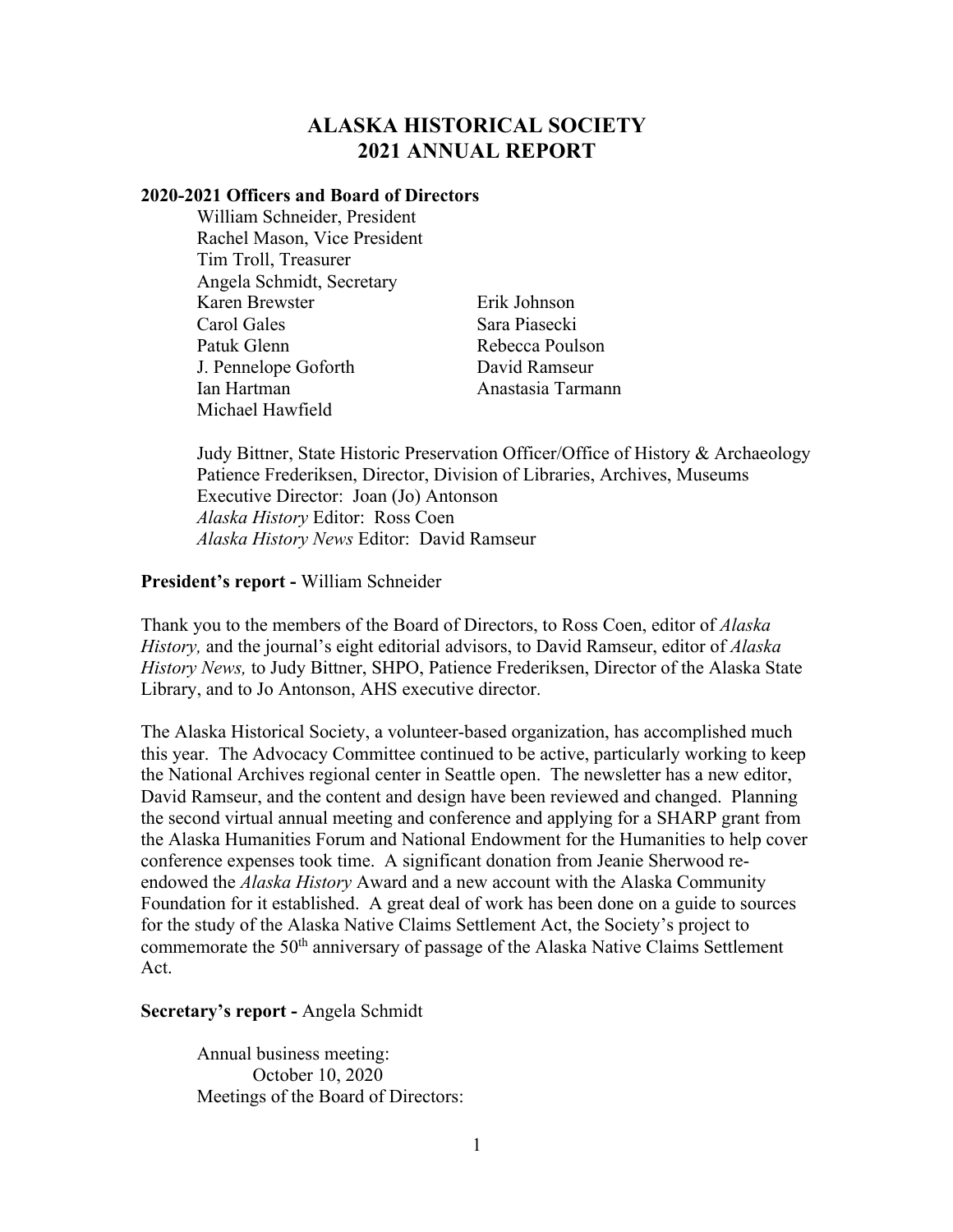# ALASKA HISTORICAL SOCIETY
# 2021 ANNUAL REPORT

**2020-2021 Officers and Board of Directors**

William Schneider, President
Rachel Mason, Vice President
Tim Troll, Treasurer
Angela Schmidt, Secretary
Karen Brewster
Carol Gales
Patuk Glenn
J. Pennelope Goforth
Ian Hartman
Michael Hawfield
Erik Johnson
Sara Piasecki
Rebecca Poulson
David Ramseur
Anastasia Tarmann

Judy Bittner, State Historic Preservation Officer/Office of History & Archaeology
Patience Frederiksen, Director, Division of Libraries, Archives, Museums
Executive Director: Joan (Jo) Antonson
*Alaska History* Editor: Ross Coen
*Alaska History News* Editor: David Ramseur

**President's report -** William Schneider

Thank you to the members of the Board of Directors, to Ross Coen, editor of *Alaska History,* and the journal's eight editorial advisors, to David Ramseur, editor of *Alaska History News,* to Judy Bittner, SHPO, Patience Frederiksen, Director of the Alaska State Library, and to Jo Antonson, AHS executive director.

The Alaska Historical Society, a volunteer-based organization, has accomplished much this year. The Advocacy Committee continued to be active, particularly working to keep the National Archives regional center in Seattle open. The newsletter has a new editor, David Ramseur, and the content and design have been reviewed and changed. Planning the second virtual annual meeting and conference and applying for a SHARP grant from the Alaska Humanities Forum and National Endowment for the Humanities to help cover conference expenses took time. A significant donation from Jeanie Sherwood re-endowed the *Alaska History* Award and a new account with the Alaska Community Foundation for it established. A great deal of work has been done on a guide to sources for the study of the Alaska Native Claims Settlement Act, the Society's project to commemorate the 50th anniversary of passage of the Alaska Native Claims Settlement Act.

**Secretary's report -** Angela Schmidt

Annual business meeting:
October 10, 2020
Meetings of the Board of Directors: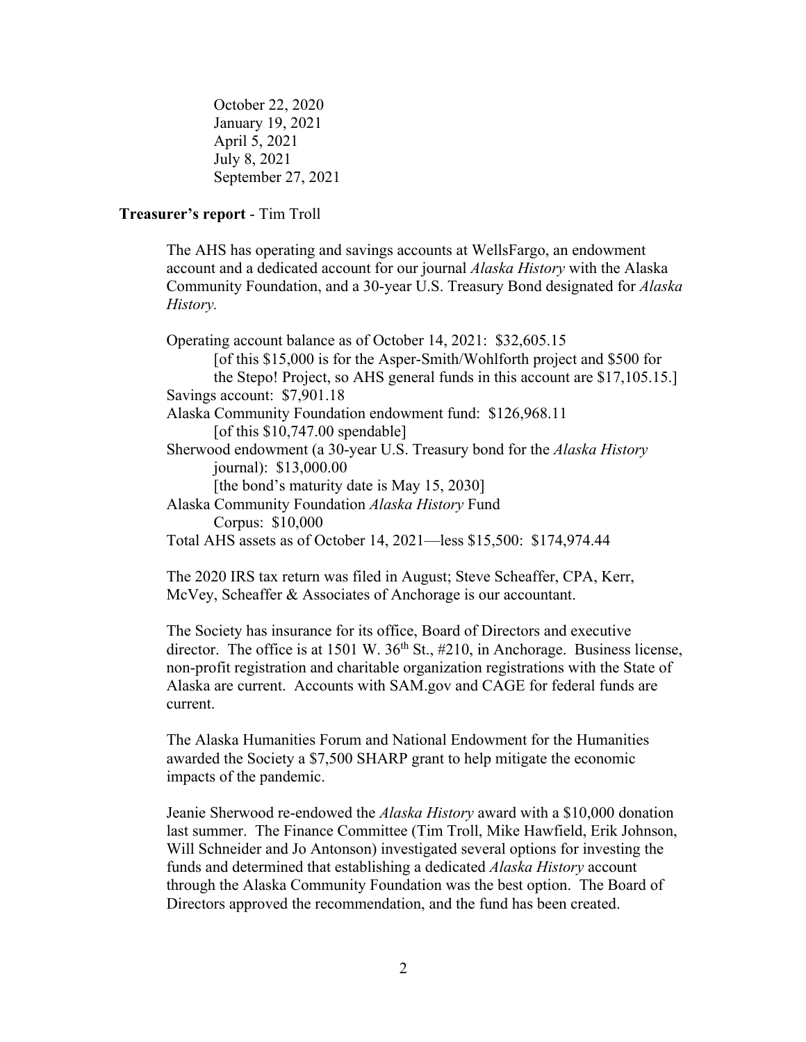October 22, 2020
January 19, 2021
April 5, 2021
July 8, 2021
September 27, 2021

**Treasurer's report** - Tim Troll

The AHS has operating and savings accounts at WellsFargo, an endowment account and a dedicated account for our journal *Alaska History* with the Alaska Community Foundation, and a 30-year U.S. Treasury Bond designated for *Alaska History.*

Operating account balance as of October 14, 2021: $32,605.15
[of this $15,000 is for the Asper-Smith/Wohlforth project and $500 for the Stepo! Project, so AHS general funds in this account are $17,105.15.]
Savings account: $7,901.18
Alaska Community Foundation endowment fund: $126,968.11
[of this $10,747.00 spendable]
Sherwood endowment (a 30-year U.S. Treasury bond for the *Alaska History* journal): $13,000.00
[the bond's maturity date is May 15, 2030]
Alaska Community Foundation *Alaska History* Fund
Corpus: $10,000
Total AHS assets as of October 14, 2021—less $15,500: $174,974.44

The 2020 IRS tax return was filed in August; Steve Scheaffer, CPA, Kerr, McVey, Scheaffer & Associates of Anchorage is our accountant.

The Society has insurance for its office, Board of Directors and executive director. The office is at 1501 W. 36th St., #210, in Anchorage. Business license, non-profit registration and charitable organization registrations with the State of Alaska are current. Accounts with SAM.gov and CAGE for federal funds are current.

The Alaska Humanities Forum and National Endowment for the Humanities awarded the Society a $7,500 SHARP grant to help mitigate the economic impacts of the pandemic.

Jeanie Sherwood re-endowed the *Alaska History* award with a $10,000 donation last summer. The Finance Committee (Tim Troll, Mike Hawfield, Erik Johnson, Will Schneider and Jo Antonson) investigated several options for investing the funds and determined that establishing a dedicated *Alaska History* account through the Alaska Community Foundation was the best option. The Board of Directors approved the recommendation, and the fund has been created.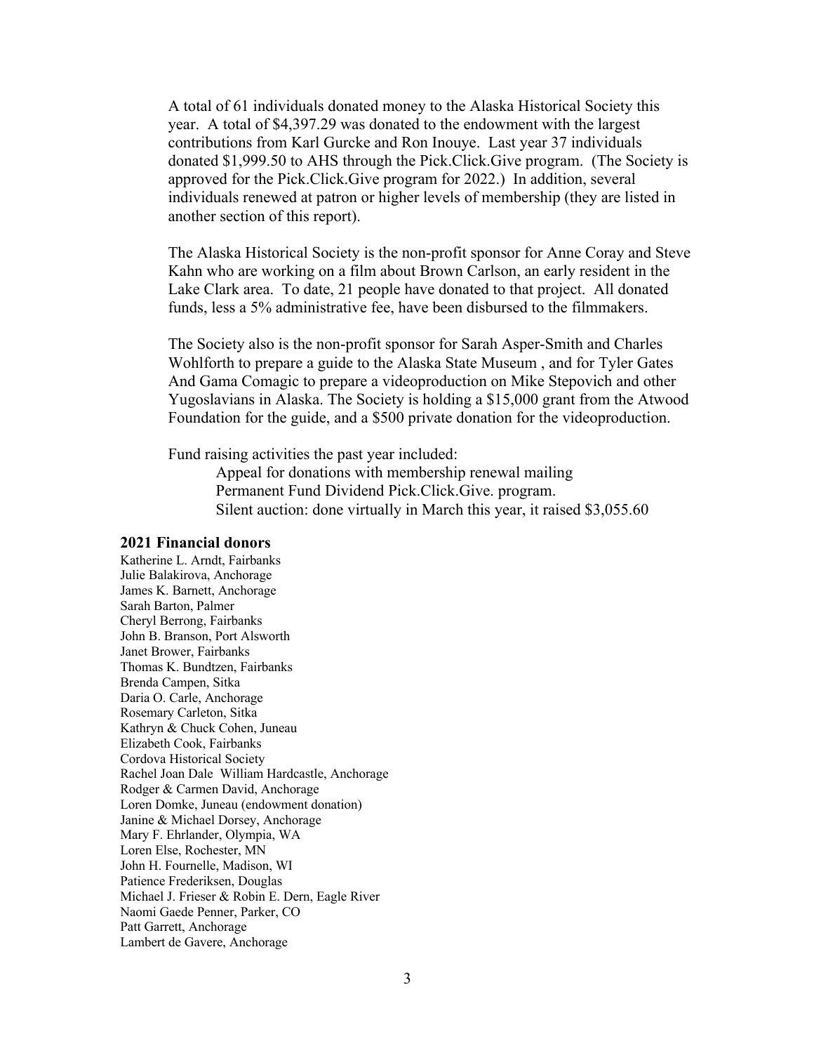A total of 61 individuals donated money to the Alaska Historical Society this year. A total of $4,397.29 was donated to the endowment with the largest contributions from Karl Gurcke and Ron Inouye. Last year 37 individuals donated $1,999.50 to AHS through the Pick.Click.Give program. (The Society is approved for the Pick.Click.Give program for 2022.) In addition, several individuals renewed at patron or higher levels of membership (they are listed in another section of this report).

The Alaska Historical Society is the non-profit sponsor for Anne Coray and Steve Kahn who are working on a film about Brown Carlson, an early resident in the Lake Clark area. To date, 21 people have donated to that project. All donated funds, less a 5% administrative fee, have been disbursed to the filmmakers.

The Society also is the non-profit sponsor for Sarah Asper-Smith and Charles Wohlforth to prepare a guide to the Alaska State Museum , and for Tyler Gates And Gama Comagic to prepare a videoproduction on Mike Stepovich and other Yugoslavians in Alaska. The Society is holding a $15,000 grant from the Atwood Foundation for the guide, and a $500 private donation for the videoproduction.

Fund raising activities the past year included:

- Appeal for donations with membership renewal mailing
- Permanent Fund Dividend Pick.Click.Give. program.
- Silent auction: done virtually in March this year, it raised $3,055.60

**2021 Financial donors**

Katherine L. Arndt, Fairbanks
Julie Balakirova, Anchorage
James K. Barnett, Anchorage
Sarah Barton, Palmer
Cheryl Berrong, Fairbanks
John B. Branson, Port Alsworth
Janet Brower, Fairbanks
Thomas K. Bundtzen, Fairbanks
Brenda Campen, Sitka
Daria O. Carle, Anchorage
Rosemary Carleton, Sitka
Kathryn & Chuck Cohen, Juneau
Elizabeth Cook, Fairbanks
Cordova Historical Society
Rachel Joan Dale William Hardcastle, Anchorage
Rodger & Carmen David, Anchorage
Loren Domke, Juneau (endowment donation)
Janine & Michael Dorsey, Anchorage
Mary F. Ehrlander, Olympia, WA
Loren Else, Rochester, MN
John H. Fournelle, Madison, WI
Patience Frederiksen, Douglas
Michael J. Frieser & Robin E. Dern, Eagle River
Naomi Gaede Penner, Parker, CO
Patt Garrett, Anchorage
Lambert de Gavere, Anchorage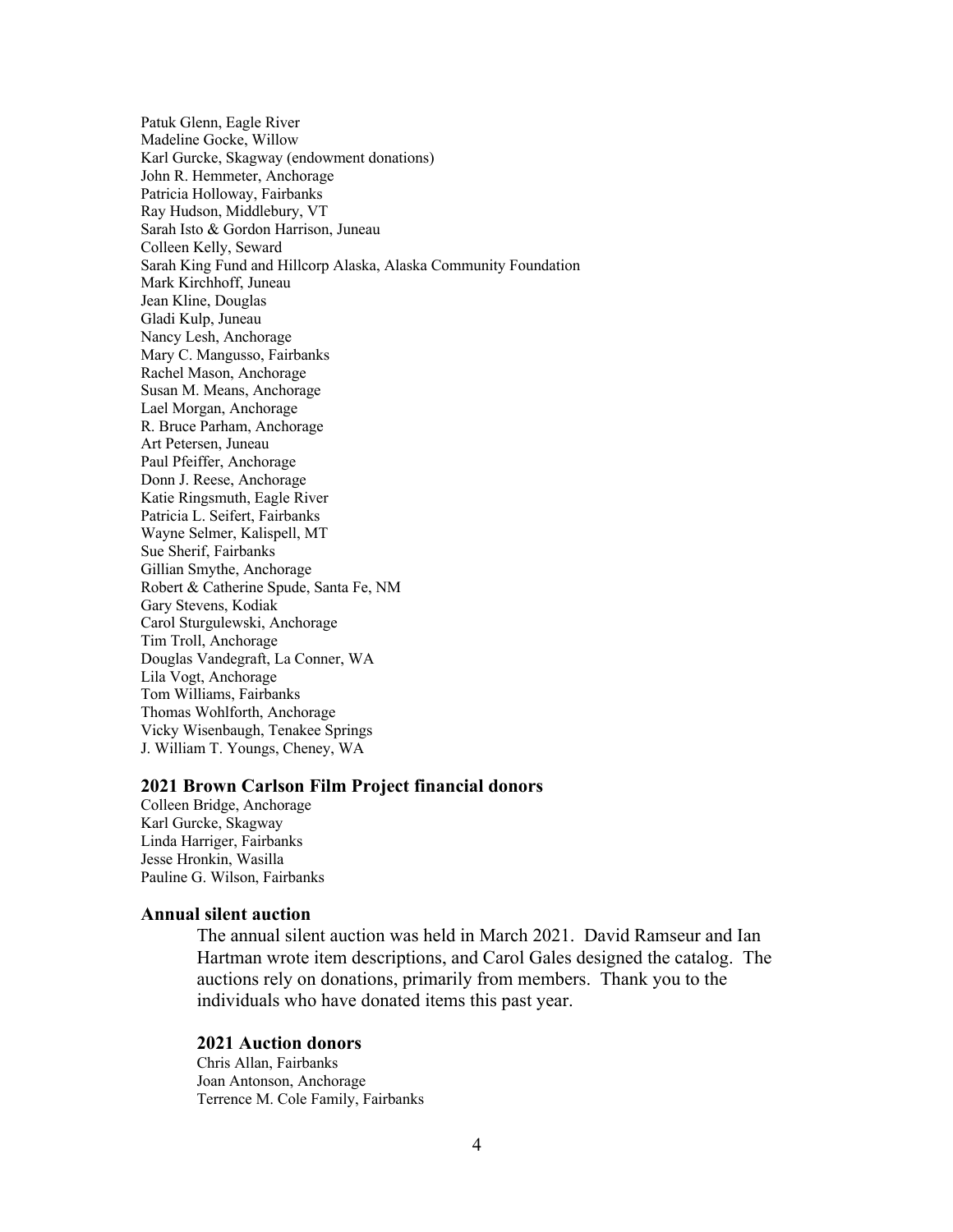Patuk Glenn, Eagle River
Madeline Gocke, Willow
Karl Gurcke, Skagway (endowment donations)
John R. Hemmeter, Anchorage
Patricia Holloway, Fairbanks
Ray Hudson, Middlebury, VT
Sarah Isto & Gordon Harrison, Juneau
Colleen Kelly, Seward
Sarah King Fund and Hillcorp Alaska, Alaska Community Foundation
Mark Kirchhoff, Juneau
Jean Kline, Douglas
Gladi Kulp, Juneau
Nancy Lesh, Anchorage
Mary C. Mangusso, Fairbanks
Rachel Mason, Anchorage
Susan M. Means, Anchorage
Lael Morgan, Anchorage
R. Bruce Parham, Anchorage
Art Petersen, Juneau
Paul Pfeiffer, Anchorage
Donn J. Reese, Anchorage
Katie Ringsmuth, Eagle River
Patricia L. Seifert, Fairbanks
Wayne Selmer, Kalispell, MT
Sue Sherif, Fairbanks
Gillian Smythe, Anchorage
Robert & Catherine Spude, Santa Fe, NM
Gary Stevens, Kodiak
Carol Sturgulewski, Anchorage
Tim Troll, Anchorage
Douglas Vandegraft, La Conner, WA
Lila Vogt, Anchorage
Tom Williams, Fairbanks
Thomas Wohlforth, Anchorage
Vicky Wisenbaugh, Tenakee Springs
J. William T. Youngs, Cheney, WA

### 2021 Brown Carlson Film Project financial donors

Colleen Bridge, Anchorage
Karl Gurcke, Skagway
Linda Harriger, Fairbanks
Jesse Hronkin, Wasilla
Pauline G. Wilson, Fairbanks

### Annual silent auction

The annual silent auction was held in March 2021. David Ramseur and Ian Hartman wrote item descriptions, and Carol Gales designed the catalog. The auctions rely on donations, primarily from members. Thank you to the individuals who have donated items this past year.

#### 2021 Auction donors

Chris Allan, Fairbanks
Joan Antonson, Anchorage
Terrence M. Cole Family, Fairbanks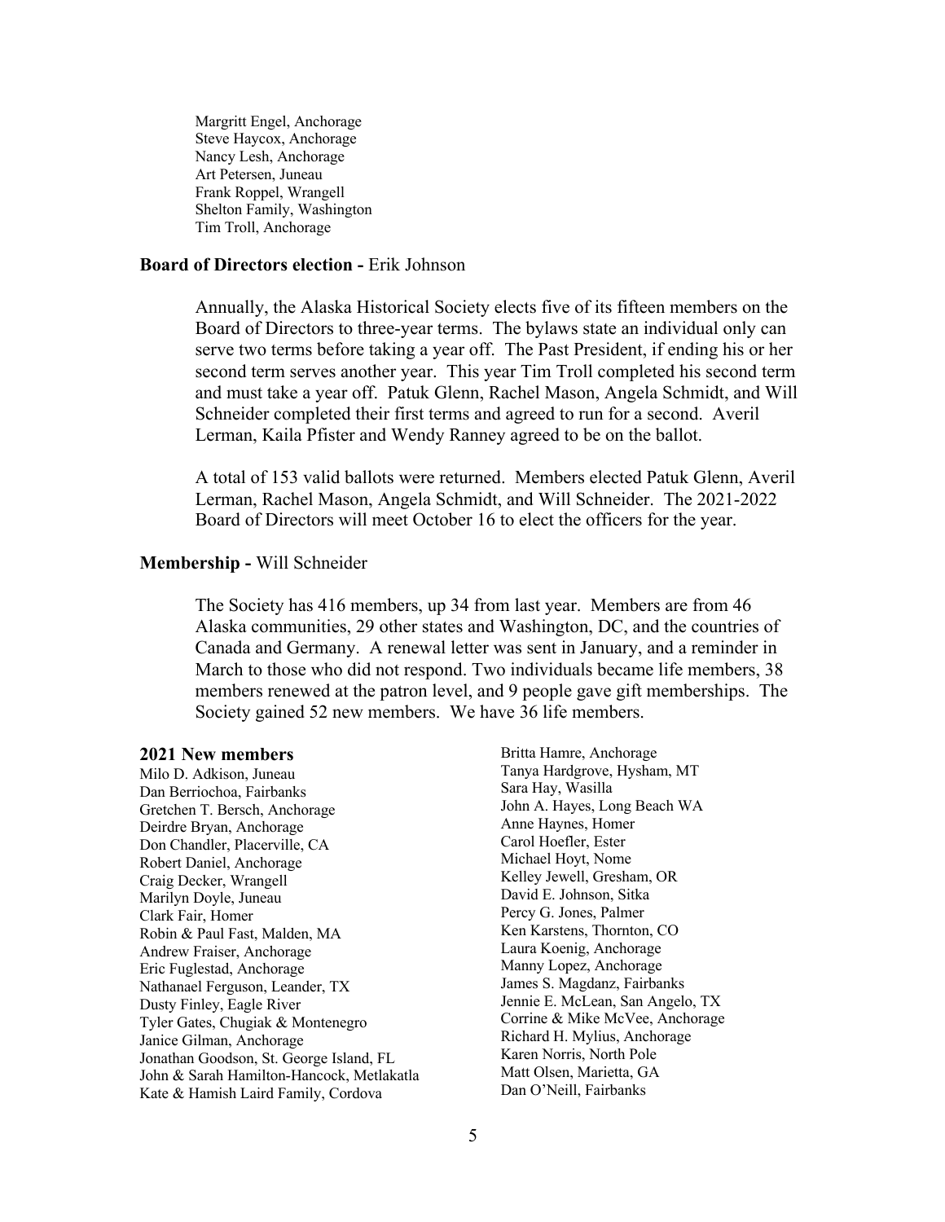Margritt Engel, Anchorage  
Steve Haycox, Anchorage  
Nancy Lesh, Anchorage  
Art Petersen, Juneau  
Frank Roppel, Wrangell  
Shelton Family, Washington  
Tim Troll, Anchorage

**Board of Directors election -** Erik Johnson

Annually, the Alaska Historical Society elects five of its fifteen members on the Board of Directors to three-year terms. The bylaws state an individual only can serve two terms before taking a year off. The Past President, if ending his or her second term serves another year. This year Tim Troll completed his second term and must take a year off. Patuk Glenn, Rachel Mason, Angela Schmidt, and Will Schneider completed their first terms and agreed to run for a second. Averil Lerman, Kaila Pfister and Wendy Ranney agreed to be on the ballot.

A total of 153 valid ballots were returned. Members elected Patuk Glenn, Averil Lerman, Rachel Mason, Angela Schmidt, and Will Schneider. The 2021-2022 Board of Directors will meet October 16 to elect the officers for the year.

**Membership -** Will Schneider

The Society has 416 members, up 34 from last year. Members are from 46 Alaska communities, 29 other states and Washington, DC, and the countries of Canada and Germany. A renewal letter was sent in January, and a reminder in March to those who did not respond. Two individuals became life members, 38 members renewed at the patron level, and 9 people gave gift memberships. The Society gained 52 new members. We have 36 life members.

**2021 New members**

Milo D. Adkison, Juneau  
Dan Berriochoa, Fairbanks  
Gretchen T. Bersch, Anchorage  
Deirdre Bryan, Anchorage  
Don Chandler, Placerville, CA  
Robert Daniel, Anchorage  
Craig Decker, Wrangell  
Marilyn Doyle, Juneau  
Clark Fair, Homer  
Robin & Paul Fast, Malden, MA  
Andrew Fraiser, Anchorage  
Eric Fuglestad, Anchorage  
Nathanael Ferguson, Leander, TX  
Dusty Finley, Eagle River  
Tyler Gates, Chugiak & Montenegro  
Janice Gilman, Anchorage  
Jonathan Goodson, St. George Island, FL  
John & Sarah Hamilton-Hancock, Metlakatla  
Kate & Hamish Laird Family, Cordova  
Britta Hamre, Anchorage  
Tanya Hardgrove, Hysham, MT  
Sara Hay, Wasilla  
John A. Hayes, Long Beach WA  
Anne Haynes, Homer  
Carol Hoefler, Ester  
Michael Hoyt, Nome  
Kelley Jewell, Gresham, OR  
David E. Johnson, Sitka  
Percy G. Jones, Palmer  
Ken Karstens, Thornton, CO  
Laura Koenig, Anchorage  
Manny Lopez, Anchorage  
James S. Magdanz, Fairbanks  
Jennie E. McLean, San Angelo, TX  
Corrine & Mike McVee, Anchorage  
Richard H. Mylius, Anchorage  
Karen Norris, North Pole  
Matt Olsen, Marietta, GA  
Dan O'Neill, Fairbanks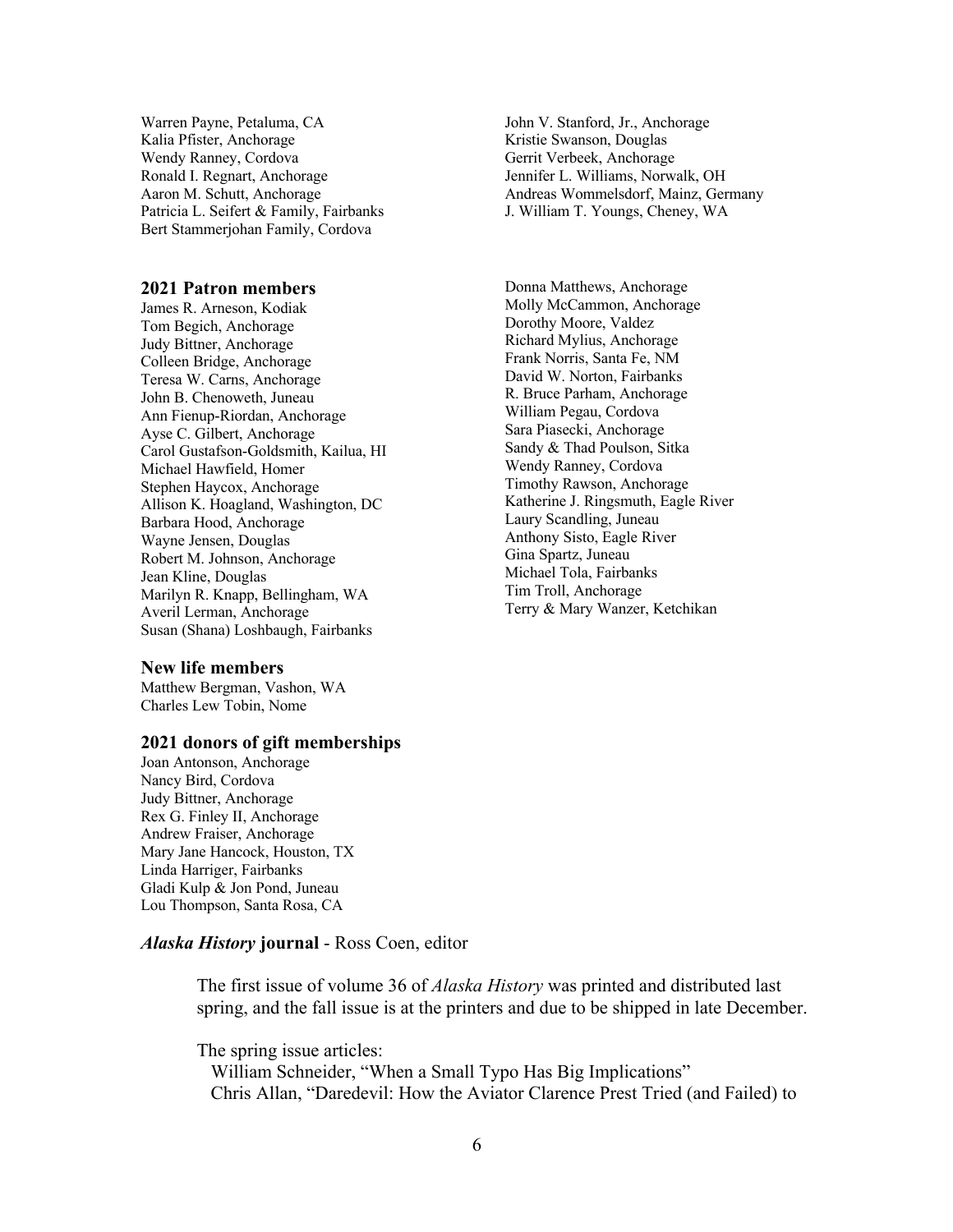Warren Payne, Petaluma, CA
Kalia Pfister, Anchorage
Wendy Ranney, Cordova
Ronald I. Regnart, Anchorage
Aaron M. Schutt, Anchorage
Patricia L. Seifert & Family, Fairbanks
Bert Stammerjohan Family, Cordova
John V. Stanford, Jr., Anchorage
Kristie Swanson, Douglas
Gerrit Verbeek, Anchorage
Jennifer L. Williams, Norwalk, OH
Andreas Wommelsdorf, Mainz, Germany
J. William T. Youngs, Cheney, WA

### 2021 Patron members

James R. Arneson, Kodiak
Tom Begich, Anchorage
Judy Bittner, Anchorage
Colleen Bridge, Anchorage
Teresa W. Carns, Anchorage
John B. Chenoweth, Juneau
Ann Fienup-Riordan, Anchorage
Ayse C. Gilbert, Anchorage
Carol Gustafson-Goldsmith, Kailua, HI
Michael Hawfield, Homer
Stephen Haycox, Anchorage
Allison K. Hoagland, Washington, DC
Barbara Hood, Anchorage
Wayne Jensen, Douglas
Robert M. Johnson, Anchorage
Jean Kline, Douglas
Marilyn R. Knapp, Bellingham, WA
Averil Lerman, Anchorage
Susan (Shana) Loshbaugh, Fairbanks
Donna Matthews, Anchorage
Molly McCammon, Anchorage
Dorothy Moore, Valdez
Richard Mylius, Anchorage
Frank Norris, Santa Fe, NM
David W. Norton, Fairbanks
R. Bruce Parham, Anchorage
William Pegau, Cordova
Sara Piasecki, Anchorage
Sandy & Thad Poulson, Sitka
Wendy Ranney, Cordova
Timothy Rawson, Anchorage
Katherine J. Ringsmuth, Eagle River
Laury Scandling, Juneau
Anthony Sisto, Eagle River
Gina Spartz, Juneau
Michael Tola, Fairbanks
Tim Troll, Anchorage
Terry & Mary Wanzer, Ketchikan

### New life members

Matthew Bergman, Vashon, WA
Charles Lew Tobin, Nome

### 2021 donors of gift memberships

Joan Antonson, Anchorage
Nancy Bird, Cordova
Judy Bittner, Anchorage
Rex G. Finley II, Anchorage
Andrew Fraiser, Anchorage
Mary Jane Hancock, Houston, TX
Linda Harriger, Fairbanks
Gladi Kulp & Jon Pond, Juneau
Lou Thompson, Santa Rosa, CA

***Alaska History* journal** - Ross Coen, editor

The first issue of volume 36 of *Alaska History* was printed and distributed last spring, and the fall issue is at the printers and due to be shipped in late December.

The spring issue articles:
William Schneider, "When a Small Typo Has Big Implications"
Chris Allan, "Daredevil: How the Aviator Clarence Prest Tried (and Failed) to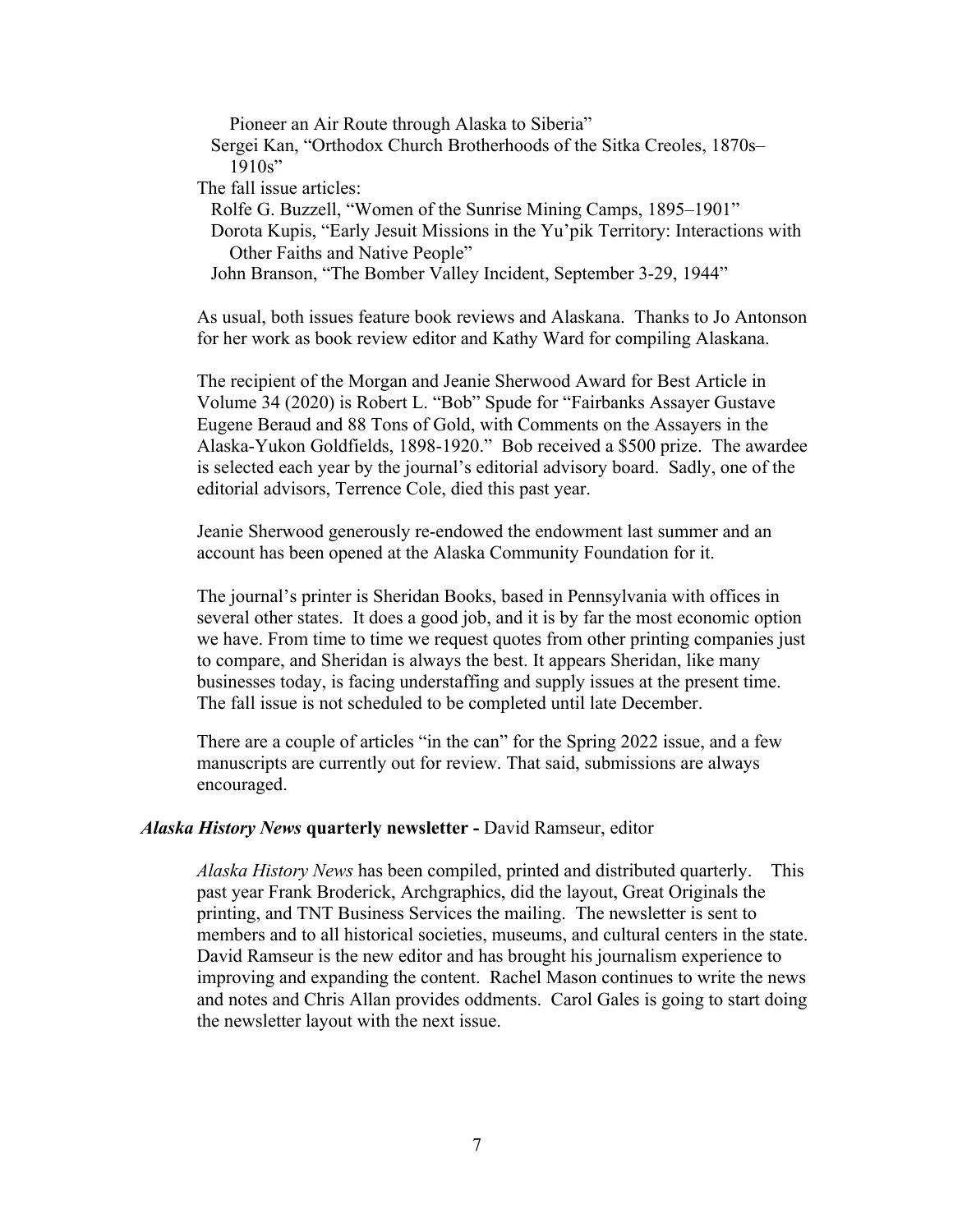Pioneer an Air Route through Alaska to Siberia"
Sergei Kan, "Orthodox Church Brotherhoods of the Sitka Creoles, 1870s–1910s"

The fall issue articles:
Rolfe G. Buzzell, "Women of the Sunrise Mining Camps, 1895–1901"
Dorota Kupis, "Early Jesuit Missions in the Yu'pik Territory: Interactions with Other Faiths and Native People"
John Branson, "The Bomber Valley Incident, September 3-29, 1944"

As usual, both issues feature book reviews and Alaskana. Thanks to Jo Antonson for her work as book review editor and Kathy Ward for compiling Alaskana.

The recipient of the Morgan and Jeanie Sherwood Award for Best Article in Volume 34 (2020) is Robert L. "Bob" Spude for "Fairbanks Assayer Gustave Eugene Beraud and 88 Tons of Gold, with Comments on the Assayers in the Alaska-Yukon Goldfields, 1898-1920." Bob received a $500 prize. The awardee is selected each year by the journal's editorial advisory board. Sadly, one of the editorial advisors, Terrence Cole, died this past year.

Jeanie Sherwood generously re-endowed the endowment last summer and an account has been opened at the Alaska Community Foundation for it.

The journal's printer is Sheridan Books, based in Pennsylvania with offices in several other states. It does a good job, and it is by far the most economic option we have. From time to time we request quotes from other printing companies just to compare, and Sheridan is always the best. It appears Sheridan, like many businesses today, is facing understaffing and supply issues at the present time. The fall issue is not scheduled to be completed until late December.

There are a couple of articles "in the can" for the Spring 2022 issue, and a few manuscripts are currently out for review. That said, submissions are always encouraged.

***Alaska History News* quarterly newsletter -** David Ramseur, editor

*Alaska History News* has been compiled, printed and distributed quarterly. This past year Frank Broderick, Archgraphics, did the layout, Great Originals the printing, and TNT Business Services the mailing. The newsletter is sent to members and to all historical societies, museums, and cultural centers in the state. David Ramseur is the new editor and has brought his journalism experience to improving and expanding the content. Rachel Mason continues to write the news and notes and Chris Allan provides oddments. Carol Gales is going to start doing the newsletter layout with the next issue.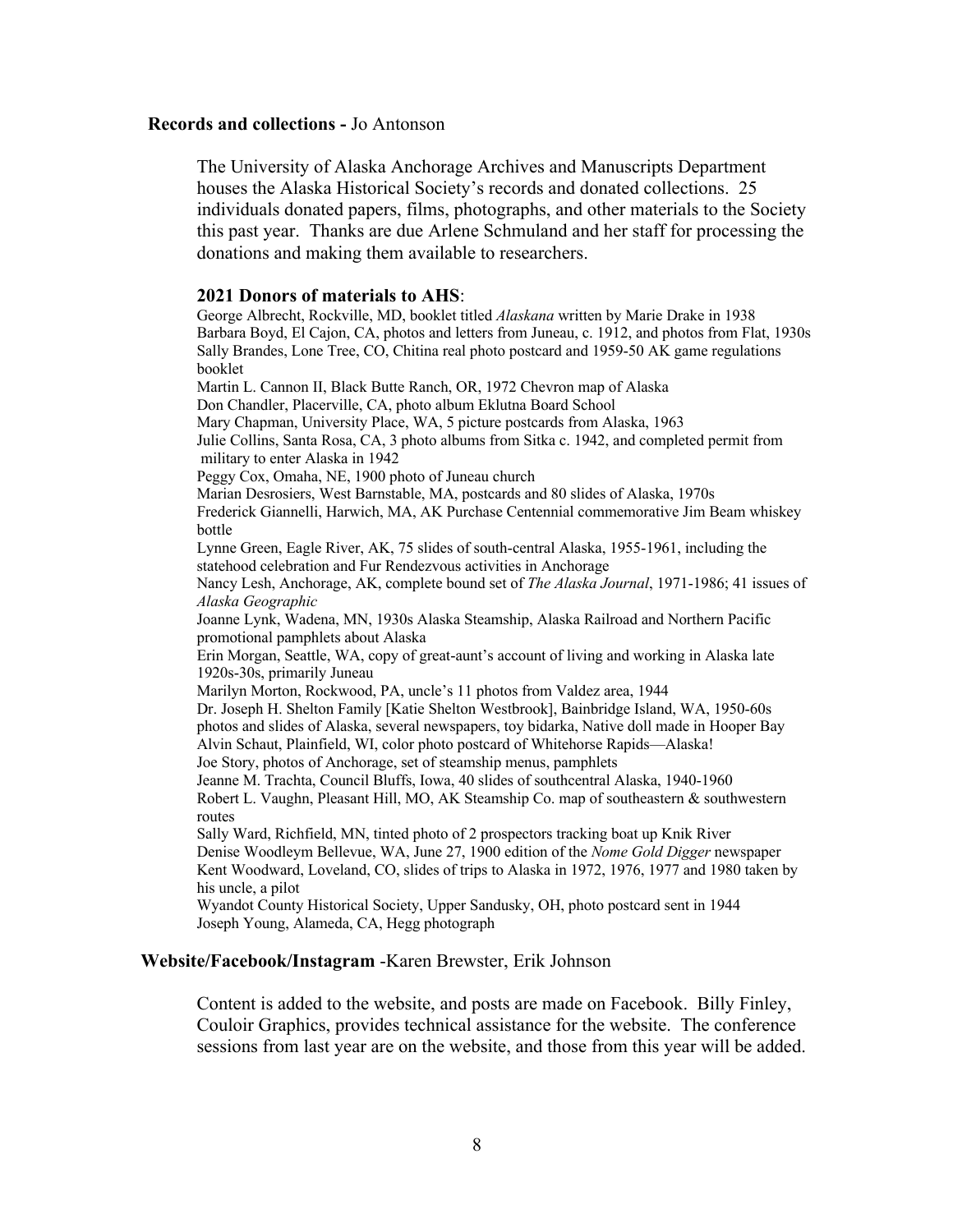**Records and collections -** Jo Antonson

The University of Alaska Anchorage Archives and Manuscripts Department houses the Alaska Historical Society's records and donated collections. 25 individuals donated papers, films, photographs, and other materials to the Society this past year. Thanks are due Arlene Schmuland and her staff for processing the donations and making them available to researchers.

**2021 Donors of materials to AHS**:

George Albrecht, Rockville, MD, booklet titled *Alaskana* written by Marie Drake in 1938
Barbara Boyd, El Cajon, CA, photos and letters from Juneau, c. 1912, and photos from Flat, 1930s
Sally Brandes, Lone Tree, CO, Chitina real photo postcard and 1959-50 AK game regulations booklet
Martin L. Cannon II, Black Butte Ranch, OR, 1972 Chevron map of Alaska
Don Chandler, Placerville, CA, photo album Eklutna Board School
Mary Chapman, University Place, WA, 5 picture postcards from Alaska, 1963
Julie Collins, Santa Rosa, CA, 3 photo albums from Sitka c. 1942, and completed permit from military to enter Alaska in 1942
Peggy Cox, Omaha, NE, 1900 photo of Juneau church
Marian Desrosiers, West Barnstable, MA, postcards and 80 slides of Alaska, 1970s
Frederick Giannelli, Harwich, MA, AK Purchase Centennial commemorative Jim Beam whiskey bottle
Lynne Green, Eagle River, AK, 75 slides of south-central Alaska, 1955-1961, including the statehood celebration and Fur Rendezvous activities in Anchorage
Nancy Lesh, Anchorage, AK, complete bound set of *The Alaska Journal*, 1971-1986; 41 issues of *Alaska Geographic*
Joanne Lynk, Wadena, MN, 1930s Alaska Steamship, Alaska Railroad and Northern Pacific promotional pamphlets about Alaska
Erin Morgan, Seattle, WA, copy of great-aunt's account of living and working in Alaska late 1920s-30s, primarily Juneau
Marilyn Morton, Rockwood, PA, uncle's 11 photos from Valdez area, 1944
Dr. Joseph H. Shelton Family [Katie Shelton Westbrook], Bainbridge Island, WA, 1950-60s photos and slides of Alaska, several newspapers, toy bidarka, Native doll made in Hooper Bay
Alvin Schaut, Plainfield, WI, color photo postcard of Whitehorse Rapids—Alaska!
Joe Story, photos of Anchorage, set of steamship menus, pamphlets
Jeanne M. Trachta, Council Bluffs, Iowa, 40 slides of southcentral Alaska, 1940-1960
Robert L. Vaughn, Pleasant Hill, MO, AK Steamship Co. map of southeastern & southwestern routes
Sally Ward, Richfield, MN, tinted photo of 2 prospectors tracking boat up Knik River
Denise Woodleym Bellevue, WA, June 27, 1900 edition of the *Nome Gold Digger* newspaper
Kent Woodward, Loveland, CO, slides of trips to Alaska in 1972, 1976, 1977 and 1980 taken by his uncle, a pilot
Wyandot County Historical Society, Upper Sandusky, OH, photo postcard sent in 1944
Joseph Young, Alameda, CA, Hegg photograph

**Website/Facebook/Instagram** -Karen Brewster, Erik Johnson

Content is added to the website, and posts are made on Facebook. Billy Finley, Couloir Graphics, provides technical assistance for the website. The conference sessions from last year are on the website, and those from this year will be added.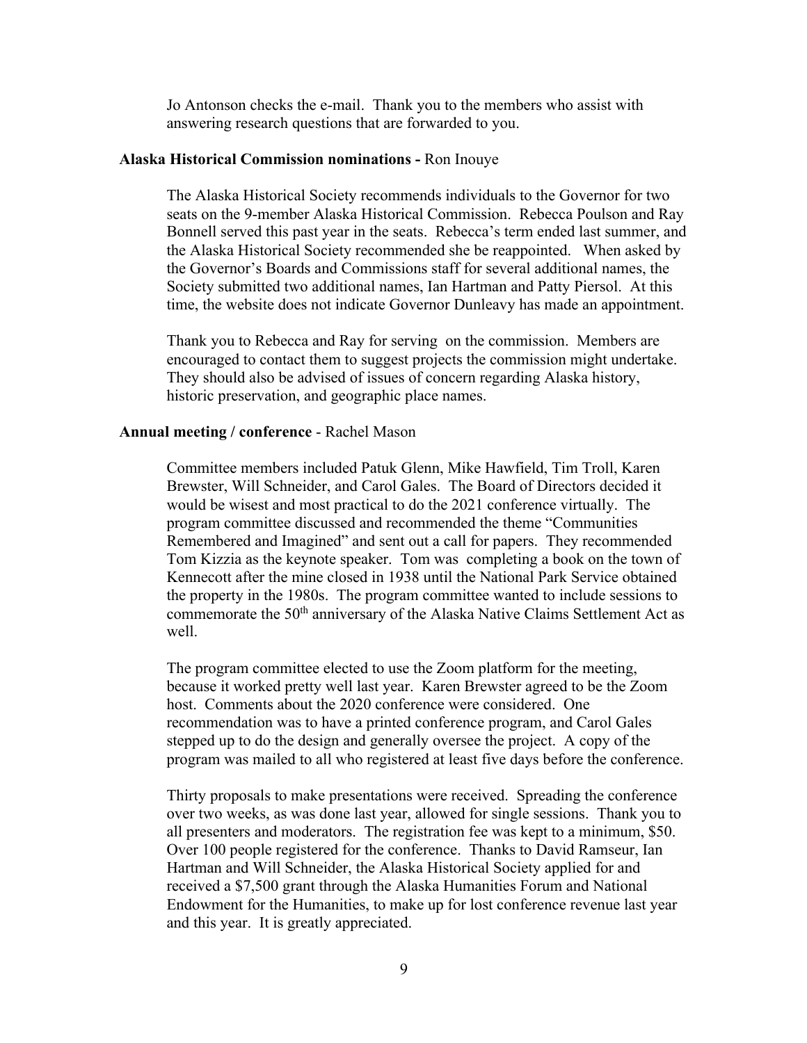Jo Antonson checks the e-mail. Thank you to the members who assist with answering research questions that are forwarded to you.

**Alaska Historical Commission nominations -** Ron Inouye

The Alaska Historical Society recommends individuals to the Governor for two seats on the 9-member Alaska Historical Commission. Rebecca Poulson and Ray Bonnell served this past year in the seats. Rebecca's term ended last summer, and the Alaska Historical Society recommended she be reappointed. When asked by the Governor's Boards and Commissions staff for several additional names, the Society submitted two additional names, Ian Hartman and Patty Piersol. At this time, the website does not indicate Governor Dunleavy has made an appointment.

Thank you to Rebecca and Ray for serving on the commission. Members are encouraged to contact them to suggest projects the commission might undertake. They should also be advised of issues of concern regarding Alaska history, historic preservation, and geographic place names.

**Annual meeting / conference** - Rachel Mason

Committee members included Patuk Glenn, Mike Hawfield, Tim Troll, Karen Brewster, Will Schneider, and Carol Gales. The Board of Directors decided it would be wisest and most practical to do the 2021 conference virtually. The program committee discussed and recommended the theme "Communities Remembered and Imagined" and sent out a call for papers. They recommended Tom Kizzia as the keynote speaker. Tom was completing a book on the town of Kennecott after the mine closed in 1938 until the National Park Service obtained the property in the 1980s. The program committee wanted to include sessions to commemorate the 50th anniversary of the Alaska Native Claims Settlement Act as well.

The program committee elected to use the Zoom platform for the meeting, because it worked pretty well last year. Karen Brewster agreed to be the Zoom host. Comments about the 2020 conference were considered. One recommendation was to have a printed conference program, and Carol Gales stepped up to do the design and generally oversee the project. A copy of the program was mailed to all who registered at least five days before the conference.

Thirty proposals to make presentations were received. Spreading the conference over two weeks, as was done last year, allowed for single sessions. Thank you to all presenters and moderators. The registration fee was kept to a minimum, $50. Over 100 people registered for the conference. Thanks to David Ramseur, Ian Hartman and Will Schneider, the Alaska Historical Society applied for and received a $7,500 grant through the Alaska Humanities Forum and National Endowment for the Humanities, to make up for lost conference revenue last year and this year. It is greatly appreciated.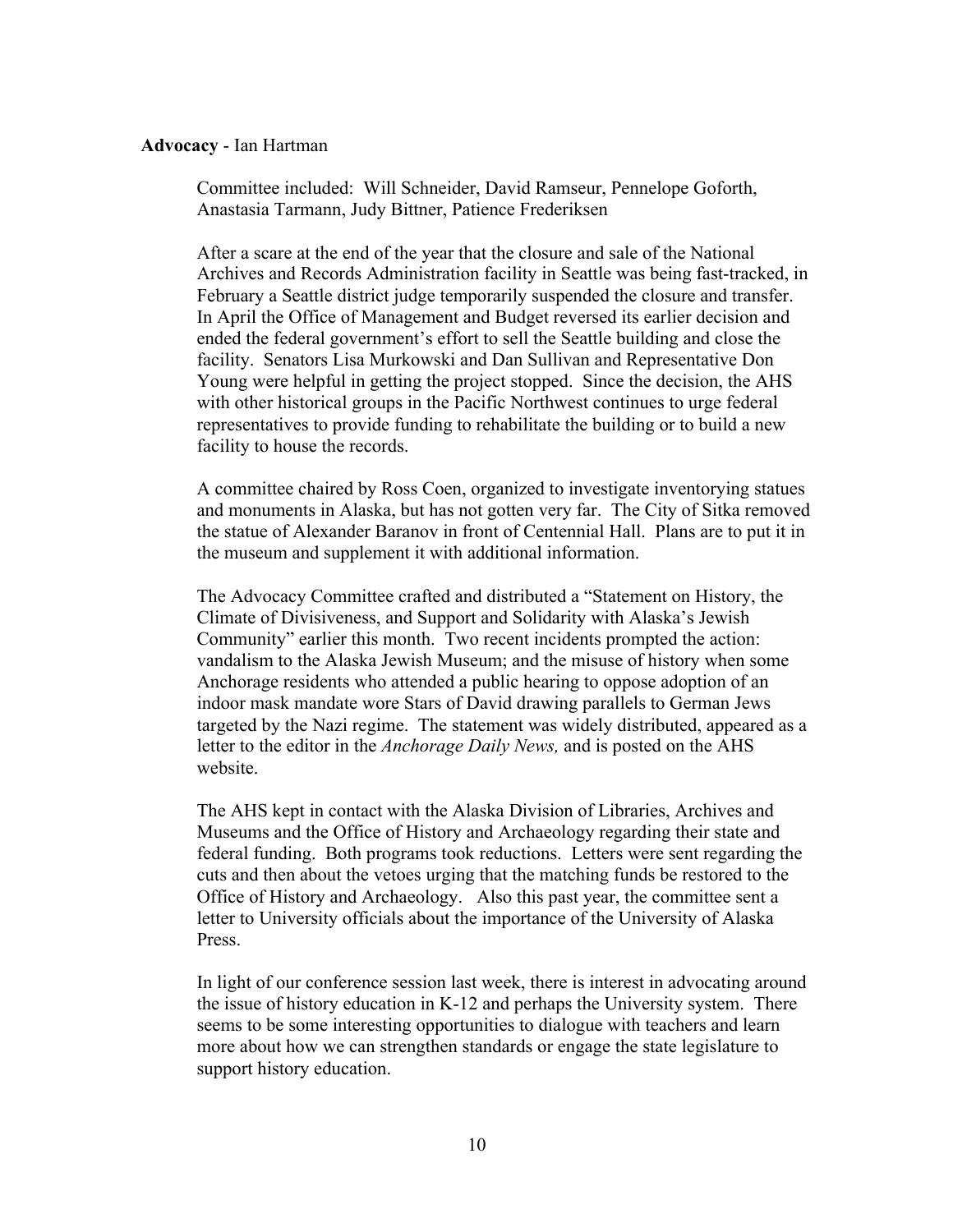**Advocacy** - Ian Hartman

Committee included: Will Schneider, David Ramseur, Pennelope Goforth, Anastasia Tarmann, Judy Bittner, Patience Frederiksen

After a scare at the end of the year that the closure and sale of the National Archives and Records Administration facility in Seattle was being fast-tracked, in February a Seattle district judge temporarily suspended the closure and transfer. In April the Office of Management and Budget reversed its earlier decision and ended the federal government's effort to sell the Seattle building and close the facility. Senators Lisa Murkowski and Dan Sullivan and Representative Don Young were helpful in getting the project stopped. Since the decision, the AHS with other historical groups in the Pacific Northwest continues to urge federal representatives to provide funding to rehabilitate the building or to build a new facility to house the records.

A committee chaired by Ross Coen, organized to investigate inventorying statues and monuments in Alaska, but has not gotten very far. The City of Sitka removed the statue of Alexander Baranov in front of Centennial Hall. Plans are to put it in the museum and supplement it with additional information.

The Advocacy Committee crafted and distributed a "Statement on History, the Climate of Divisiveness, and Support and Solidarity with Alaska's Jewish Community" earlier this month. Two recent incidents prompted the action: vandalism to the Alaska Jewish Museum; and the misuse of history when some Anchorage residents who attended a public hearing to oppose adoption of an indoor mask mandate wore Stars of David drawing parallels to German Jews targeted by the Nazi regime. The statement was widely distributed, appeared as a letter to the editor in the *Anchorage Daily News,* and is posted on the AHS website.

The AHS kept in contact with the Alaska Division of Libraries, Archives and Museums and the Office of History and Archaeology regarding their state and federal funding. Both programs took reductions. Letters were sent regarding the cuts and then about the vetoes urging that the matching funds be restored to the Office of History and Archaeology. Also this past year, the committee sent a letter to University officials about the importance of the University of Alaska Press.

In light of our conference session last week, there is interest in advocating around the issue of history education in K-12 and perhaps the University system. There seems to be some interesting opportunities to dialogue with teachers and learn more about how we can strengthen standards or engage the state legislature to support history education.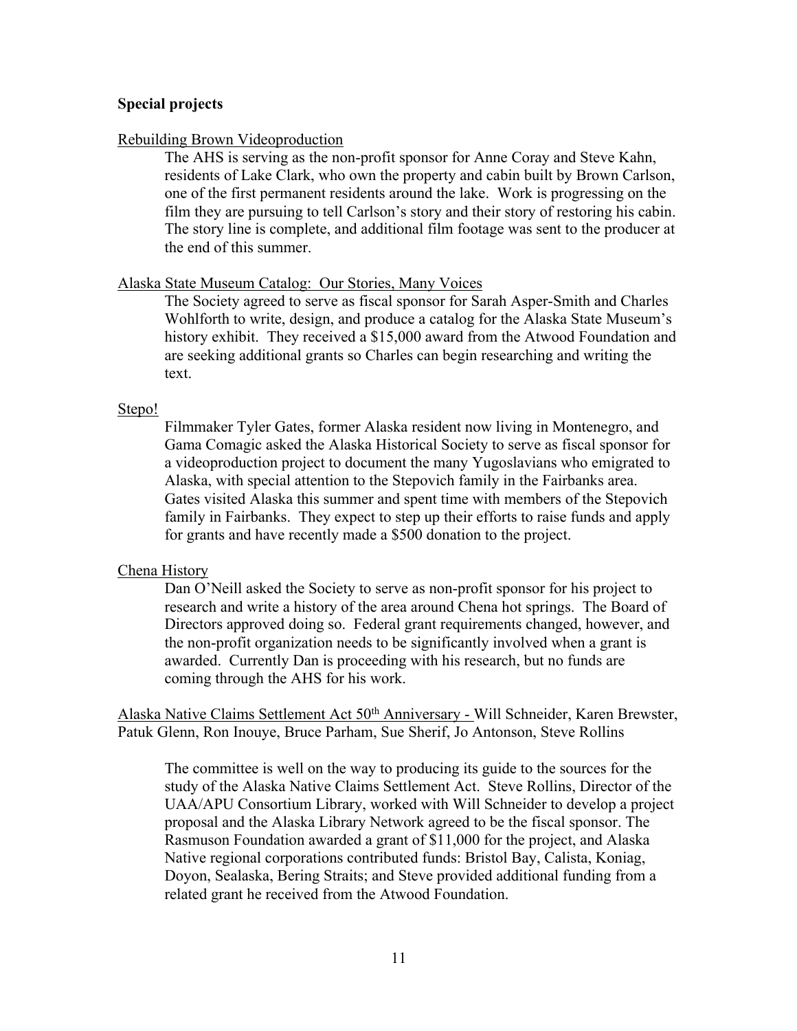**Special projects**

Rebuilding Brown Videoproduction

The AHS is serving as the non-profit sponsor for Anne Coray and Steve Kahn, residents of Lake Clark, who own the property and cabin built by Brown Carlson, one of the first permanent residents around the lake. Work is progressing on the film they are pursuing to tell Carlson's story and their story of restoring his cabin. The story line is complete, and additional film footage was sent to the producer at the end of this summer.

Alaska State Museum Catalog: Our Stories, Many Voices

The Society agreed to serve as fiscal sponsor for Sarah Asper-Smith and Charles Wohlforth to write, design, and produce a catalog for the Alaska State Museum's history exhibit. They received a $15,000 award from the Atwood Foundation and are seeking additional grants so Charles can begin researching and writing the text.

Stepo!

Filmmaker Tyler Gates, former Alaska resident now living in Montenegro, and Gama Comagic asked the Alaska Historical Society to serve as fiscal sponsor for a videoproduction project to document the many Yugoslavians who emigrated to Alaska, with special attention to the Stepovich family in the Fairbanks area. Gates visited Alaska this summer and spent time with members of the Stepovich family in Fairbanks. They expect to step up their efforts to raise funds and apply for grants and have recently made a $500 donation to the project.

Chena History

Dan O'Neill asked the Society to serve as non-profit sponsor for his project to research and write a history of the area around Chena hot springs. The Board of Directors approved doing so. Federal grant requirements changed, however, and the non-profit organization needs to be significantly involved when a grant is awarded. Currently Dan is proceeding with his research, but no funds are coming through the AHS for his work.

Alaska Native Claims Settlement Act 50th Anniversary - Will Schneider, Karen Brewster, Patuk Glenn, Ron Inouye, Bruce Parham, Sue Sherif, Jo Antonson, Steve Rollins

The committee is well on the way to producing its guide to the sources for the study of the Alaska Native Claims Settlement Act. Steve Rollins, Director of the UAA/APU Consortium Library, worked with Will Schneider to develop a project proposal and the Alaska Library Network agreed to be the fiscal sponsor. The Rasmuson Foundation awarded a grant of $11,000 for the project, and Alaska Native regional corporations contributed funds: Bristol Bay, Calista, Koniag, Doyon, Sealaska, Bering Straits; and Steve provided additional funding from a related grant he received from the Atwood Foundation.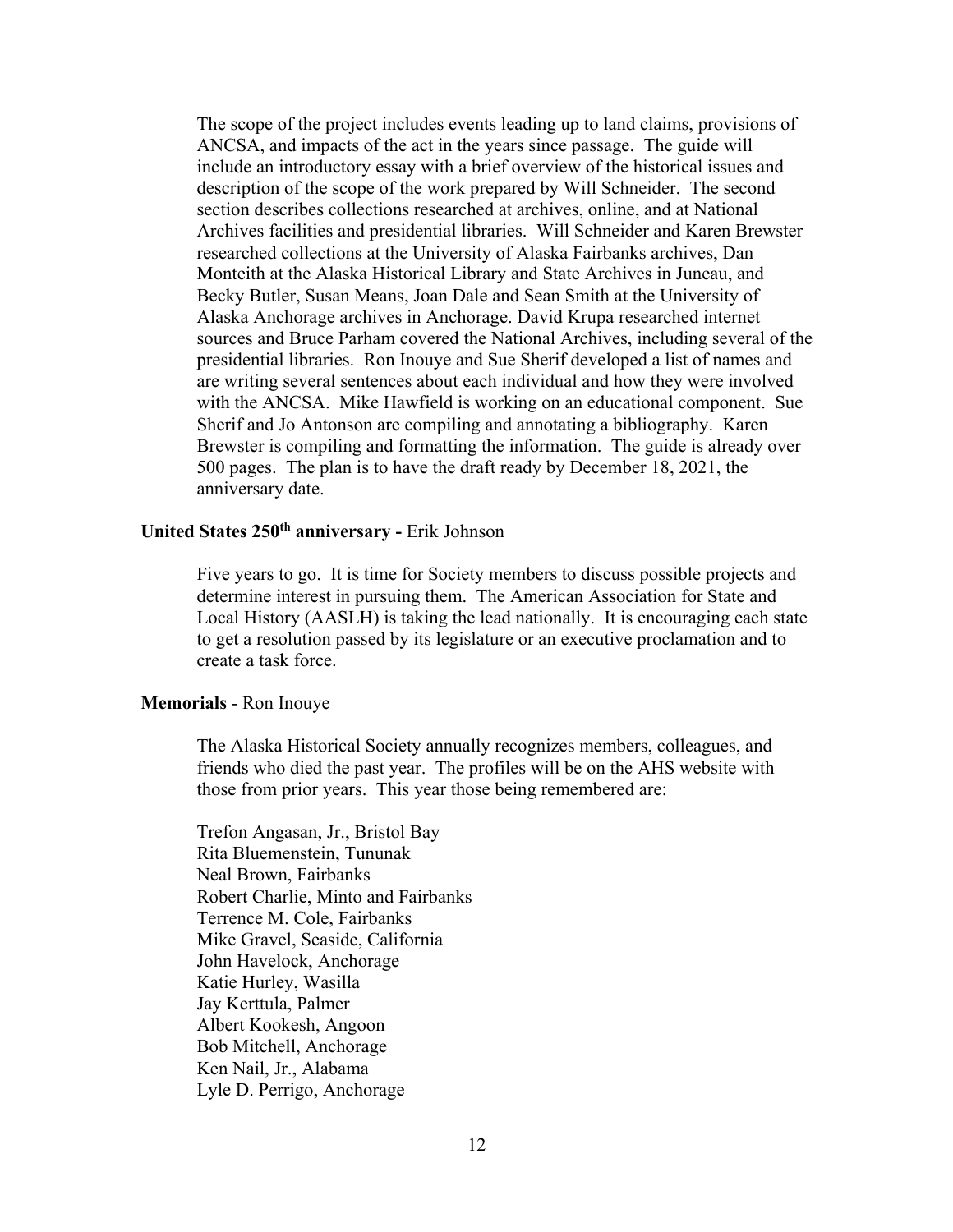The scope of the project includes events leading up to land claims, provisions of ANCSA, and impacts of the act in the years since passage. The guide will include an introductory essay with a brief overview of the historical issues and description of the scope of the work prepared by Will Schneider. The second section describes collections researched at archives, online, and at National Archives facilities and presidential libraries. Will Schneider and Karen Brewster researched collections at the University of Alaska Fairbanks archives, Dan Monteith at the Alaska Historical Library and State Archives in Juneau, and Becky Butler, Susan Means, Joan Dale and Sean Smith at the University of Alaska Anchorage archives in Anchorage. David Krupa researched internet sources and Bruce Parham covered the National Archives, including several of the presidential libraries. Ron Inouye and Sue Sherif developed a list of names and are writing several sentences about each individual and how they were involved with the ANCSA. Mike Hawfield is working on an educational component. Sue Sherif and Jo Antonson are compiling and annotating a bibliography. Karen Brewster is compiling and formatting the information. The guide is already over 500 pages. The plan is to have the draft ready by December 18, 2021, the anniversary date.

**United States 250th anniversary -** Erik Johnson

Five years to go. It is time for Society members to discuss possible projects and determine interest in pursuing them. The American Association for State and Local History (AASLH) is taking the lead nationally. It is encouraging each state to get a resolution passed by its legislature or an executive proclamation and to create a task force.

**Memorials** - Ron Inouye

The Alaska Historical Society annually recognizes members, colleagues, and friends who died the past year. The profiles will be on the AHS website with those from prior years. This year those being remembered are:

Trefon Angasan, Jr., Bristol Bay
Rita Bluemenstein, Tununak
Neal Brown, Fairbanks
Robert Charlie, Minto and Fairbanks
Terrence M. Cole, Fairbanks
Mike Gravel, Seaside, California
John Havelock, Anchorage
Katie Hurley, Wasilla
Jay Kerttula, Palmer
Albert Kookesh, Angoon
Bob Mitchell, Anchorage
Ken Nail, Jr., Alabama
Lyle D. Perrigo, Anchorage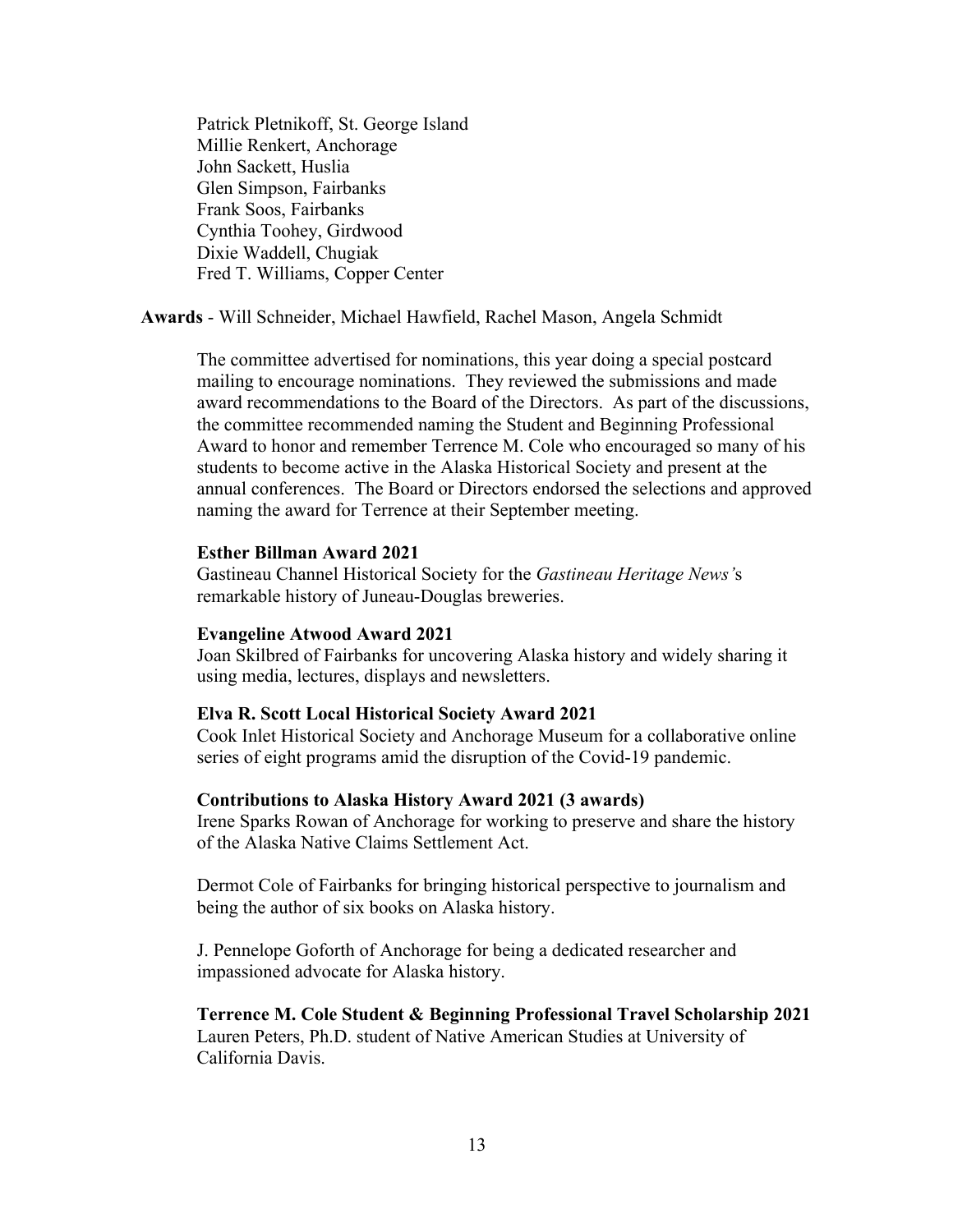Patrick Pletnikoff, St. George Island
Millie Renkert, Anchorage
John Sackett, Huslia
Glen Simpson, Fairbanks
Frank Soos, Fairbanks
Cynthia Toohey, Girdwood
Dixie Waddell, Chugiak
Fred T. Williams, Copper Center

**Awards** - Will Schneider, Michael Hawfield, Rachel Mason, Angela Schmidt

The committee advertised for nominations, this year doing a special postcard mailing to encourage nominations. They reviewed the submissions and made award recommendations to the Board of the Directors. As part of the discussions, the committee recommended naming the Student and Beginning Professional Award to honor and remember Terrence M. Cole who encouraged so many of his students to become active in the Alaska Historical Society and present at the annual conferences. The Board or Directors endorsed the selections and approved naming the award for Terrence at their September meeting.

**Esther Billman Award 2021**
Gastineau Channel Historical Society for the *Gastineau Heritage News'*s remarkable history of Juneau-Douglas breweries.

**Evangeline Atwood Award 2021**
Joan Skilbred of Fairbanks for uncovering Alaska history and widely sharing it using media, lectures, displays and newsletters.

**Elva R. Scott Local Historical Society Award 2021**
Cook Inlet Historical Society and Anchorage Museum for a collaborative online series of eight programs amid the disruption of the Covid-19 pandemic.

**Contributions to Alaska History Award 2021 (3 awards)**
Irene Sparks Rowan of Anchorage for working to preserve and share the history of the Alaska Native Claims Settlement Act.

Dermot Cole of Fairbanks for bringing historical perspective to journalism and being the author of six books on Alaska history.

J. Pennelope Goforth of Anchorage for being a dedicated researcher and impassioned advocate for Alaska history.

**Terrence M. Cole Student & Beginning Professional Travel Scholarship 2021**
Lauren Peters, Ph.D. student of Native American Studies at University of California Davis.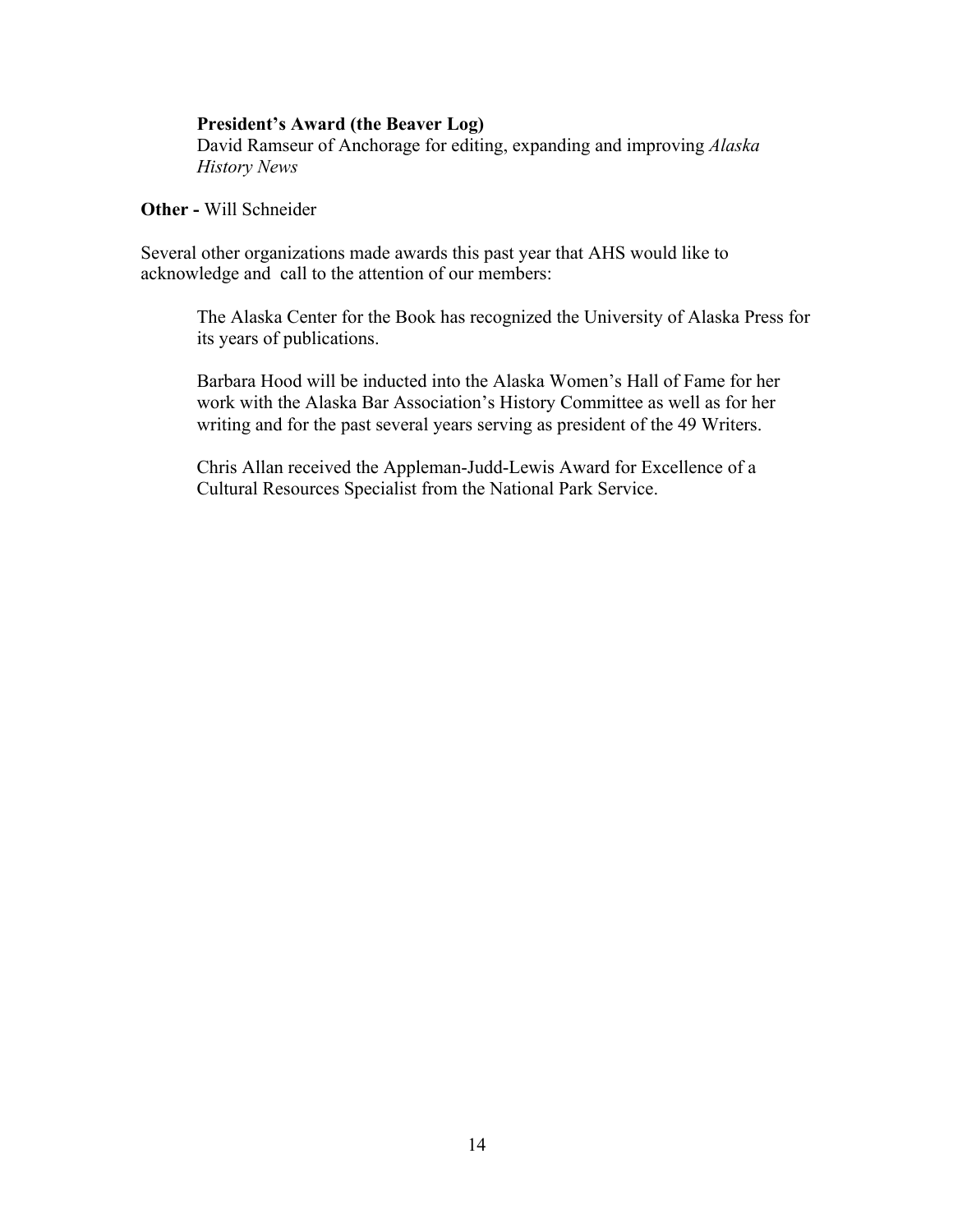**President's Award (the Beaver Log)**
David Ramseur of Anchorage for editing, expanding and improving *Alaska History News*

**Other -** Will Schneider

Several other organizations made awards this past year that AHS would like to acknowledge and call to the attention of our members:

The Alaska Center for the Book has recognized the University of Alaska Press for its years of publications.

Barbara Hood will be inducted into the Alaska Women's Hall of Fame for her work with the Alaska Bar Association's History Committee as well as for her writing and for the past several years serving as president of the 49 Writers.

Chris Allan received the Appleman-Judd-Lewis Award for Excellence of a Cultural Resources Specialist from the National Park Service.